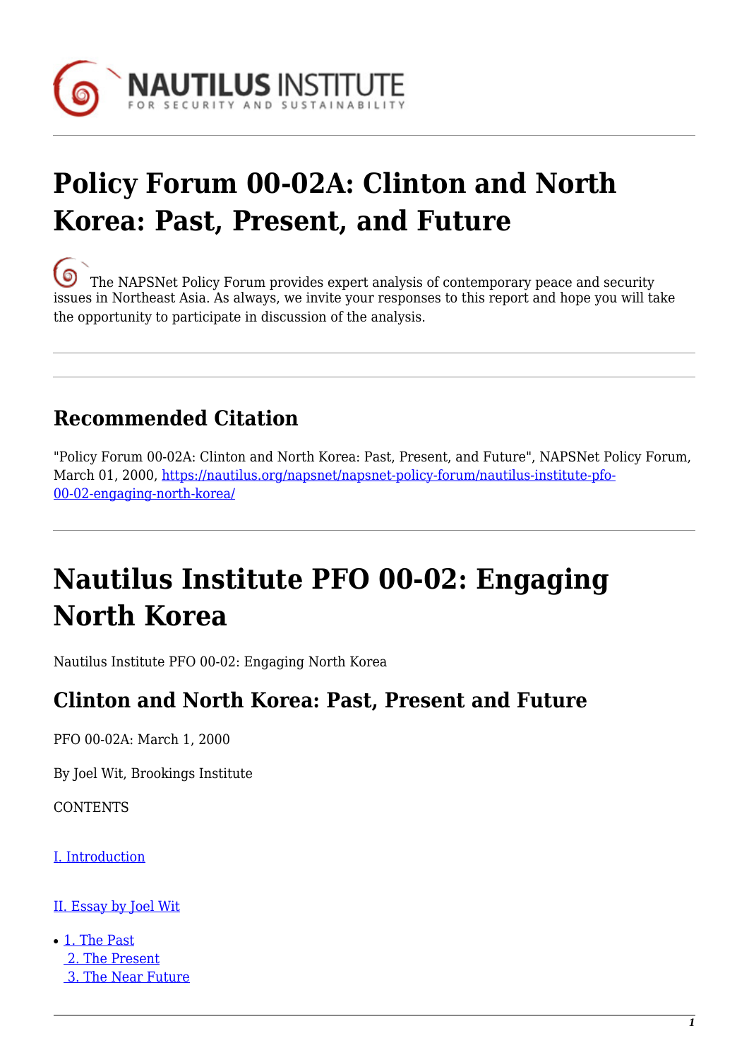# Policy Forum 00-02A: Clinton and North Korea: Past, Present, and Future

The NAPSNet Policy Forum provides expert analysis of contemporary peace and security issues in Northeast Asia. As always, we invite your responses to this report and hope you will take the opportunity to participate in discussion of the analysis.

## Recommended Citation

"Policy Forum 00-02A: Clinton and North Korea: Past, Present, and Future", NAPSNet Policy Forum, March 01, 2000, [https://nautilus.org/napsnet/napsnet-policy-forum/nautilus-institute-pfo-00-02-engaging-north-korea/](https://nautilus.org/napsnet/napsnet-policy-forum/nautilus-institute-pfo-00-02-engaging-north-korea/)

# Nautilus Institute PFO 00-02: Engaging North Korea

Nautilus Institute PFO 00-02: Engaging North Korea

## Clinton and North Korea: Past, Present and Future

PFO 00-02A: March 1, 2000

By Joel Wit, Brookings Institute

CONTENTS

I. Introduction

II. Essay by Joel Wit

- 1. The Past
  2. The Present
  3. The Near Future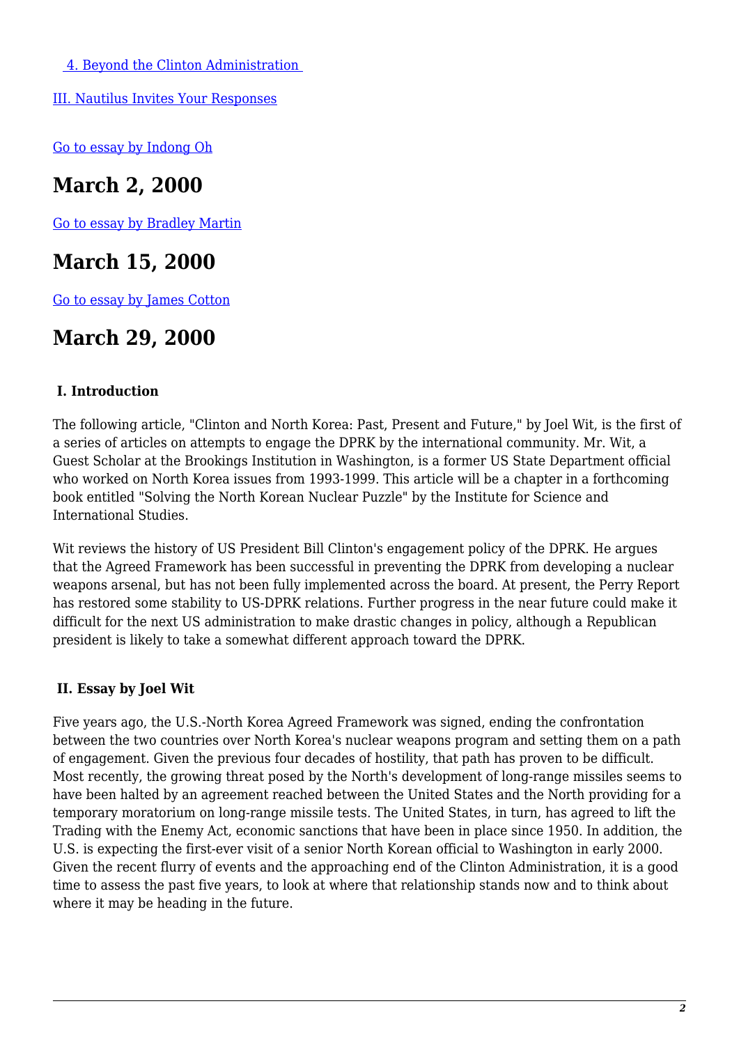[4. Beyond the Clinton Administration](#)

[III. Nautilus Invites Your Responses](#)

[Go to essay by Indong Oh](#)

## March 2, 2000

[Go to essay by Bradley Martin](#)

## March 15, 2000

[Go to essay by James Cotton](#)

## March 29, 2000

**I. Introduction**

The following article, "Clinton and North Korea: Past, Present and Future," by Joel Wit, is the first of a series of articles on attempts to engage the DPRK by the international community. Mr. Wit, a Guest Scholar at the Brookings Institution in Washington, is a former US State Department official who worked on North Korea issues from 1993-1999. This article will be a chapter in a forthcoming book entitled "Solving the North Korean Nuclear Puzzle" by the Institute for Science and International Studies.

Wit reviews the history of US President Bill Clinton's engagement policy of the DPRK. He argues that the Agreed Framework has been successful in preventing the DPRK from developing a nuclear weapons arsenal, but has not been fully implemented across the board. At present, the Perry Report has restored some stability to US-DPRK relations. Further progress in the near future could make it difficult for the next US administration to make drastic changes in policy, although a Republican president is likely to take a somewhat different approach toward the DPRK.

**II. Essay by Joel Wit**

Five years ago, the U.S.-North Korea Agreed Framework was signed, ending the confrontation between the two countries over North Korea's nuclear weapons program and setting them on a path of engagement. Given the previous four decades of hostility, that path has proven to be difficult. Most recently, the growing threat posed by the North's development of long-range missiles seems to have been halted by an agreement reached between the United States and the North providing for a temporary moratorium on long-range missile tests. The United States, in turn, has agreed to lift the Trading with the Enemy Act, economic sanctions that have been in place since 1950. In addition, the U.S. is expecting the first-ever visit of a senior North Korean official to Washington in early 2000. Given the recent flurry of events and the approaching end of the Clinton Administration, it is a good time to assess the past five years, to look at where that relationship stands now and to think about where it may be heading in the future.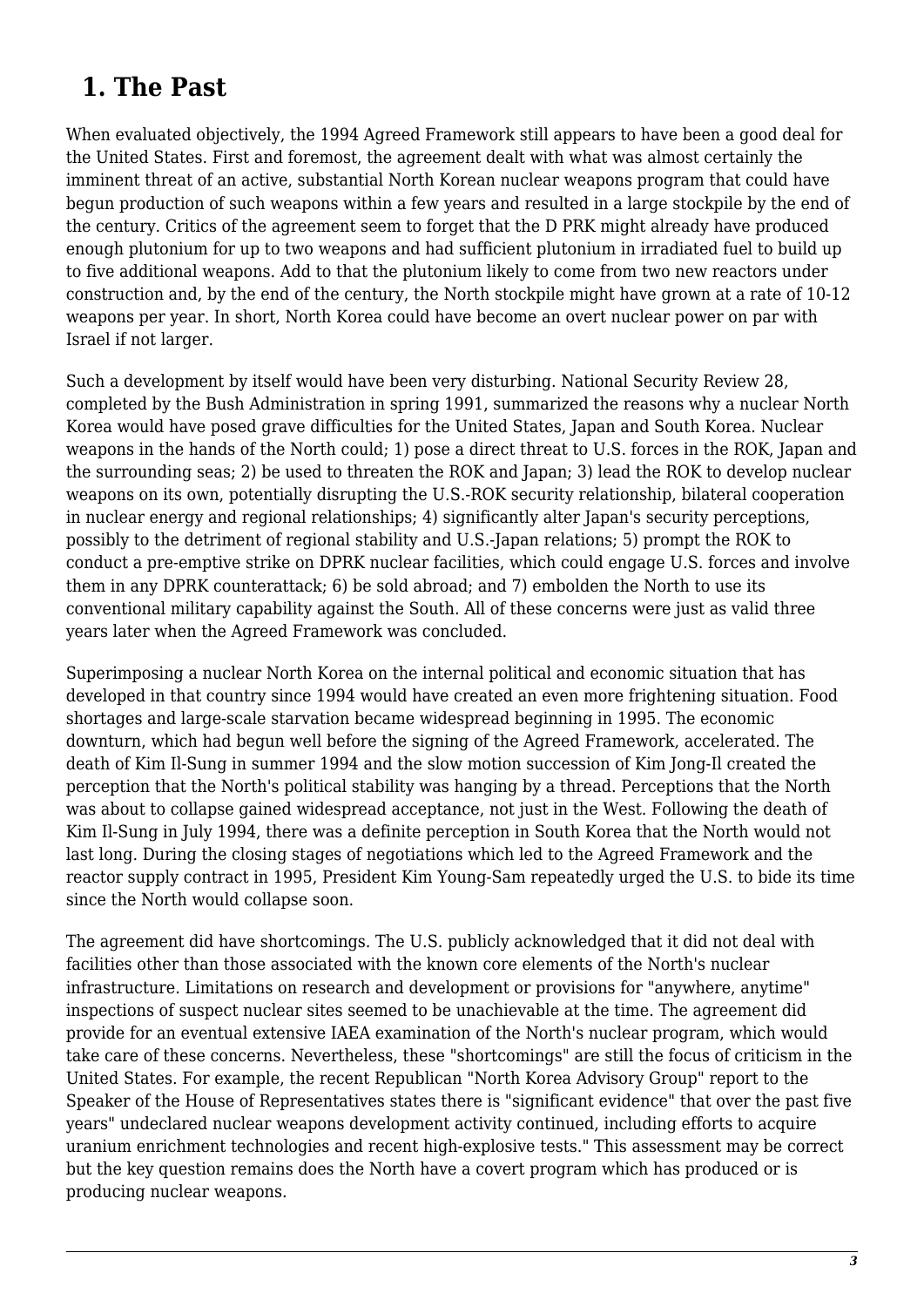## 1. The Past

When evaluated objectively, the 1994 Agreed Framework still appears to have been a good deal for the United States. First and foremost, the agreement dealt with what was almost certainly the imminent threat of an active, substantial North Korean nuclear weapons program that could have begun production of such weapons within a few years and resulted in a large stockpile by the end of the century. Critics of the agreement seem to forget that the D PRK might already have produced enough plutonium for up to two weapons and had sufficient plutonium in irradiated fuel to build up to five additional weapons. Add to that the plutonium likely to come from two new reactors under construction and, by the end of the century, the North stockpile might have grown at a rate of 10-12 weapons per year. In short, North Korea could have become an overt nuclear power on par with Israel if not larger.

Such a development by itself would have been very disturbing. National Security Review 28, completed by the Bush Administration in spring 1991, summarized the reasons why a nuclear North Korea would have posed grave difficulties for the United States, Japan and South Korea. Nuclear weapons in the hands of the North could; 1) pose a direct threat to U.S. forces in the ROK, Japan and the surrounding seas; 2) be used to threaten the ROK and Japan; 3) lead the ROK to develop nuclear weapons on its own, potentially disrupting the U.S.-ROK security relationship, bilateral cooperation in nuclear energy and regional relationships; 4) significantly alter Japan's security perceptions, possibly to the detriment of regional stability and U.S.-Japan relations; 5) prompt the ROK to conduct a pre-emptive strike on DPRK nuclear facilities, which could engage U.S. forces and involve them in any DPRK counterattack; 6) be sold abroad; and 7) embolden the North to use its conventional military capability against the South. All of these concerns were just as valid three years later when the Agreed Framework was concluded.

Superimposing a nuclear North Korea on the internal political and economic situation that has developed in that country since 1994 would have created an even more frightening situation. Food shortages and large-scale starvation became widespread beginning in 1995. The economic downturn, which had begun well before the signing of the Agreed Framework, accelerated. The death of Kim Il-Sung in summer 1994 and the slow motion succession of Kim Jong-Il created the perception that the North's political stability was hanging by a thread. Perceptions that the North was about to collapse gained widespread acceptance, not just in the West. Following the death of Kim Il-Sung in July 1994, there was a definite perception in South Korea that the North would not last long. During the closing stages of negotiations which led to the Agreed Framework and the reactor supply contract in 1995, President Kim Young-Sam repeatedly urged the U.S. to bide its time since the North would collapse soon.

The agreement did have shortcomings. The U.S. publicly acknowledged that it did not deal with facilities other than those associated with the known core elements of the North's nuclear infrastructure. Limitations on research and development or provisions for "anywhere, anytime" inspections of suspect nuclear sites seemed to be unachievable at the time. The agreement did provide for an eventual extensive IAEA examination of the North's nuclear program, which would take care of these concerns. Nevertheless, these "shortcomings" are still the focus of criticism in the United States. For example, the recent Republican "North Korea Advisory Group" report to the Speaker of the House of Representatives states there is "significant evidence" that over the past five years" undeclared nuclear weapons development activity continued, including efforts to acquire uranium enrichment technologies and recent high-explosive tests." This assessment may be correct but the key question remains does the North have a covert program which has produced or is producing nuclear weapons.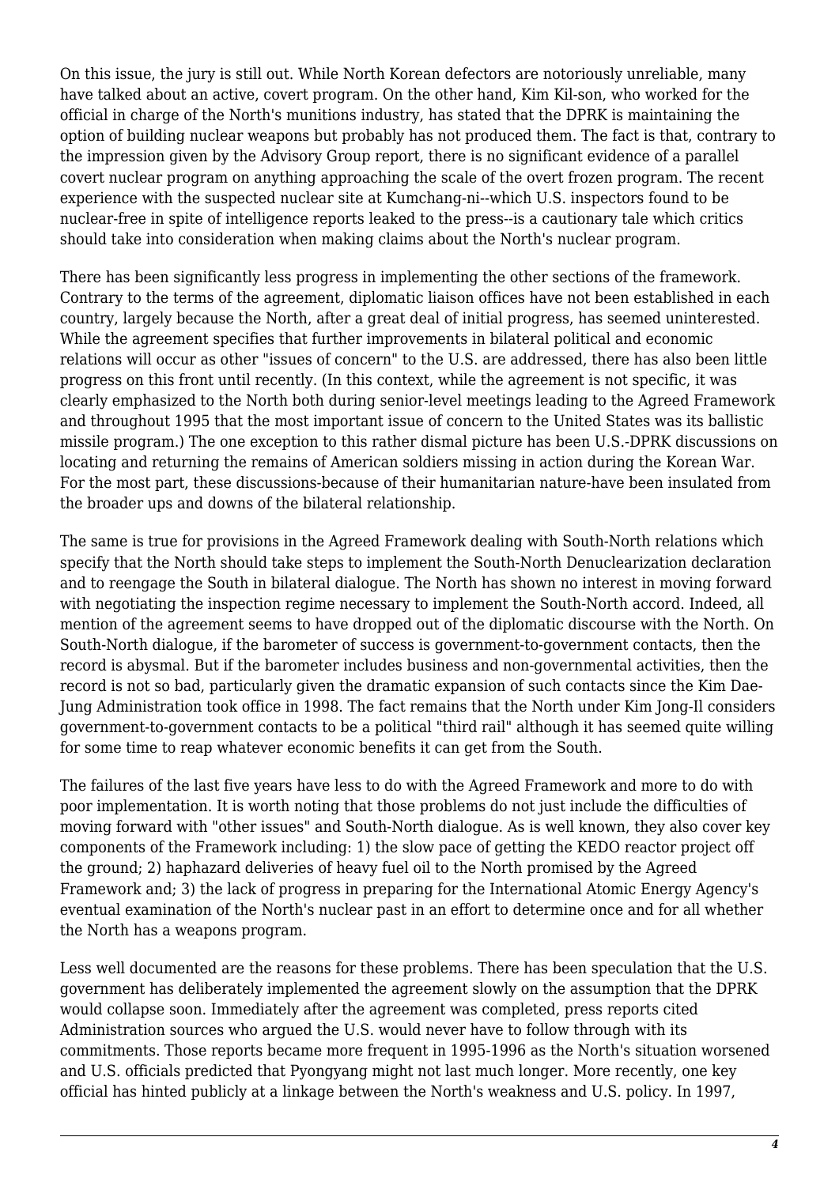On this issue, the jury is still out. While North Korean defectors are notoriously unreliable, many have talked about an active, covert program. On the other hand, Kim Kil-son, who worked for the official in charge of the North's munitions industry, has stated that the DPRK is maintaining the option of building nuclear weapons but probably has not produced them. The fact is that, contrary to the impression given by the Advisory Group report, there is no significant evidence of a parallel covert nuclear program on anything approaching the scale of the overt frozen program. The recent experience with the suspected nuclear site at Kumchang-ni--which U.S. inspectors found to be nuclear-free in spite of intelligence reports leaked to the press--is a cautionary tale which critics should take into consideration when making claims about the North's nuclear program.

There has been significantly less progress in implementing the other sections of the framework. Contrary to the terms of the agreement, diplomatic liaison offices have not been established in each country, largely because the North, after a great deal of initial progress, has seemed uninterested. While the agreement specifies that further improvements in bilateral political and economic relations will occur as other "issues of concern" to the U.S. are addressed, there has also been little progress on this front until recently. (In this context, while the agreement is not specific, it was clearly emphasized to the North both during senior-level meetings leading to the Agreed Framework and throughout 1995 that the most important issue of concern to the United States was its ballistic missile program.) The one exception to this rather dismal picture has been U.S.-DPRK discussions on locating and returning the remains of American soldiers missing in action during the Korean War. For the most part, these discussions-because of their humanitarian nature-have been insulated from the broader ups and downs of the bilateral relationship.

The same is true for provisions in the Agreed Framework dealing with South-North relations which specify that the North should take steps to implement the South-North Denuclearization declaration and to reengage the South in bilateral dialogue. The North has shown no interest in moving forward with negotiating the inspection regime necessary to implement the South-North accord. Indeed, all mention of the agreement seems to have dropped out of the diplomatic discourse with the North. On South-North dialogue, if the barometer of success is government-to-government contacts, then the record is abysmal. But if the barometer includes business and non-governmental activities, then the record is not so bad, particularly given the dramatic expansion of such contacts since the Kim Dae-Jung Administration took office in 1998. The fact remains that the North under Kim Jong-Il considers government-to-government contacts to be a political "third rail" although it has seemed quite willing for some time to reap whatever economic benefits it can get from the South.

The failures of the last five years have less to do with the Agreed Framework and more to do with poor implementation. It is worth noting that those problems do not just include the difficulties of moving forward with "other issues" and South-North dialogue. As is well known, they also cover key components of the Framework including: 1) the slow pace of getting the KEDO reactor project off the ground; 2) haphazard deliveries of heavy fuel oil to the North promised by the Agreed Framework and; 3) the lack of progress in preparing for the International Atomic Energy Agency's eventual examination of the North's nuclear past in an effort to determine once and for all whether the North has a weapons program.

Less well documented are the reasons for these problems. There has been speculation that the U.S. government has deliberately implemented the agreement slowly on the assumption that the DPRK would collapse soon. Immediately after the agreement was completed, press reports cited Administration sources who argued the U.S. would never have to follow through with its commitments. Those reports became more frequent in 1995-1996 as the North's situation worsened and U.S. officials predicted that Pyongyang might not last much longer. More recently, one key official has hinted publicly at a linkage between the North's weakness and U.S. policy. In 1997,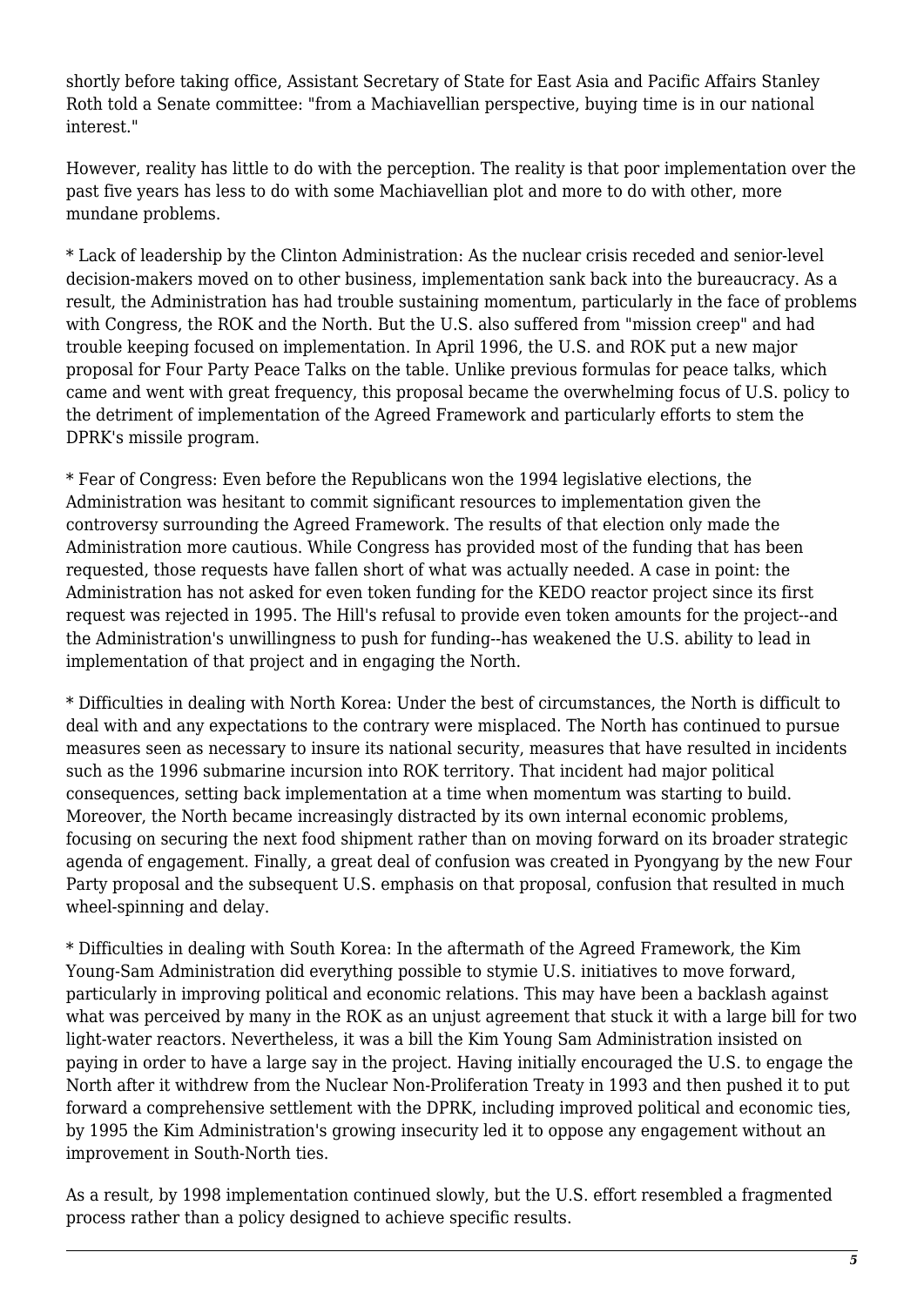shortly before taking office, Assistant Secretary of State for East Asia and Pacific Affairs Stanley Roth told a Senate committee: "from a Machiavellian perspective, buying time is in our national interest."

However, reality has little to do with the perception. The reality is that poor implementation over the past five years has less to do with some Machiavellian plot and more to do with other, more mundane problems.

* Lack of leadership by the Clinton Administration: As the nuclear crisis receded and senior-level decision-makers moved on to other business, implementation sank back into the bureaucracy. As a result, the Administration has had trouble sustaining momentum, particularly in the face of problems with Congress, the ROK and the North. But the U.S. also suffered from "mission creep" and had trouble keeping focused on implementation. In April 1996, the U.S. and ROK put a new major proposal for Four Party Peace Talks on the table. Unlike previous formulas for peace talks, which came and went with great frequency, this proposal became the overwhelming focus of U.S. policy to the detriment of implementation of the Agreed Framework and particularly efforts to stem the DPRK's missile program.

* Fear of Congress: Even before the Republicans won the 1994 legislative elections, the Administration was hesitant to commit significant resources to implementation given the controversy surrounding the Agreed Framework. The results of that election only made the Administration more cautious. While Congress has provided most of the funding that has been requested, those requests have fallen short of what was actually needed. A case in point: the Administration has not asked for even token funding for the KEDO reactor project since its first request was rejected in 1995. The Hill's refusal to provide even token amounts for the project--and the Administration's unwillingness to push for funding--has weakened the U.S. ability to lead in implementation of that project and in engaging the North.

* Difficulties in dealing with North Korea: Under the best of circumstances, the North is difficult to deal with and any expectations to the contrary were misplaced. The North has continued to pursue measures seen as necessary to insure its national security, measures that have resulted in incidents such as the 1996 submarine incursion into ROK territory. That incident had major political consequences, setting back implementation at a time when momentum was starting to build. Moreover, the North became increasingly distracted by its own internal economic problems, focusing on securing the next food shipment rather than on moving forward on its broader strategic agenda of engagement. Finally, a great deal of confusion was created in Pyongyang by the new Four Party proposal and the subsequent U.S. emphasis on that proposal, confusion that resulted in much wheel-spinning and delay.

* Difficulties in dealing with South Korea: In the aftermath of the Agreed Framework, the Kim Young-Sam Administration did everything possible to stymie U.S. initiatives to move forward, particularly in improving political and economic relations. This may have been a backlash against what was perceived by many in the ROK as an unjust agreement that stuck it with a large bill for two light-water reactors. Nevertheless, it was a bill the Kim Young Sam Administration insisted on paying in order to have a large say in the project. Having initially encouraged the U.S. to engage the North after it withdrew from the Nuclear Non-Proliferation Treaty in 1993 and then pushed it to put forward a comprehensive settlement with the DPRK, including improved political and economic ties, by 1995 the Kim Administration's growing insecurity led it to oppose any engagement without an improvement in South-North ties.

As a result, by 1998 implementation continued slowly, but the U.S. effort resembled a fragmented process rather than a policy designed to achieve specific results.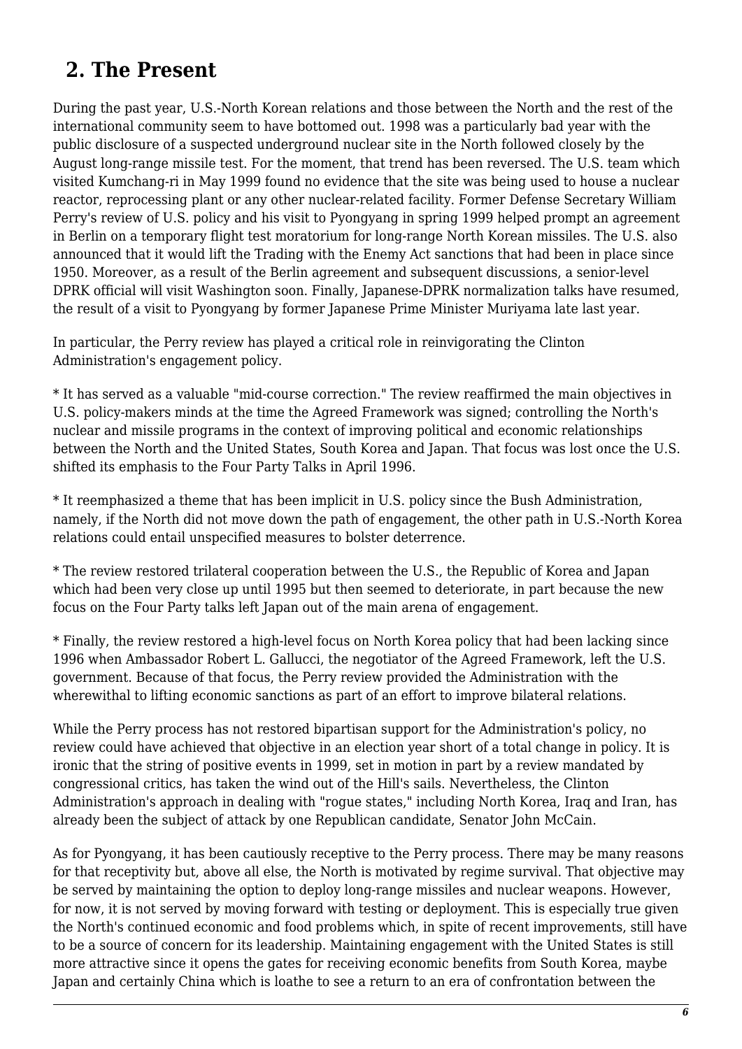## 2. The Present

During the past year, U.S.-North Korean relations and those between the North and the rest of the international community seem to have bottomed out. 1998 was a particularly bad year with the public disclosure of a suspected underground nuclear site in the North followed closely by the August long-range missile test. For the moment, that trend has been reversed. The U.S. team which visited Kumchang-ri in May 1999 found no evidence that the site was being used to house a nuclear reactor, reprocessing plant or any other nuclear-related facility. Former Defense Secretary William Perry's review of U.S. policy and his visit to Pyongyang in spring 1999 helped prompt an agreement in Berlin on a temporary flight test moratorium for long-range North Korean missiles. The U.S. also announced that it would lift the Trading with the Enemy Act sanctions that had been in place since 1950. Moreover, as a result of the Berlin agreement and subsequent discussions, a senior-level DPRK official will visit Washington soon. Finally, Japanese-DPRK normalization talks have resumed, the result of a visit to Pyongyang by former Japanese Prime Minister Muriyama late last year.

In particular, the Perry review has played a critical role in reinvigorating the Clinton Administration's engagement policy.

* It has served as a valuable "mid-course correction." The review reaffirmed the main objectives in U.S. policy-makers minds at the time the Agreed Framework was signed; controlling the North's nuclear and missile programs in the context of improving political and economic relationships between the North and the United States, South Korea and Japan. That focus was lost once the U.S. shifted its emphasis to the Four Party Talks in April 1996.

* It reemphasized a theme that has been implicit in U.S. policy since the Bush Administration, namely, if the North did not move down the path of engagement, the other path in U.S.-North Korea relations could entail unspecified measures to bolster deterrence.

* The review restored trilateral cooperation between the U.S., the Republic of Korea and Japan which had been very close up until 1995 but then seemed to deteriorate, in part because the new focus on the Four Party talks left Japan out of the main arena of engagement.

* Finally, the review restored a high-level focus on North Korea policy that had been lacking since 1996 when Ambassador Robert L. Gallucci, the negotiator of the Agreed Framework, left the U.S. government. Because of that focus, the Perry review provided the Administration with the wherewithal to lifting economic sanctions as part of an effort to improve bilateral relations.

While the Perry process has not restored bipartisan support for the Administration's policy, no review could have achieved that objective in an election year short of a total change in policy. It is ironic that the string of positive events in 1999, set in motion in part by a review mandated by congressional critics, has taken the wind out of the Hill's sails. Nevertheless, the Clinton Administration's approach in dealing with "rogue states," including North Korea, Iraq and Iran, has already been the subject of attack by one Republican candidate, Senator John McCain.

As for Pyongyang, it has been cautiously receptive to the Perry process. There may be many reasons for that receptivity but, above all else, the North is motivated by regime survival. That objective may be served by maintaining the option to deploy long-range missiles and nuclear weapons. However, for now, it is not served by moving forward with testing or deployment. This is especially true given the North's continued economic and food problems which, in spite of recent improvements, still have to be a source of concern for its leadership. Maintaining engagement with the United States is still more attractive since it opens the gates for receiving economic benefits from South Korea, maybe Japan and certainly China which is loathe to see a return to an era of confrontation between the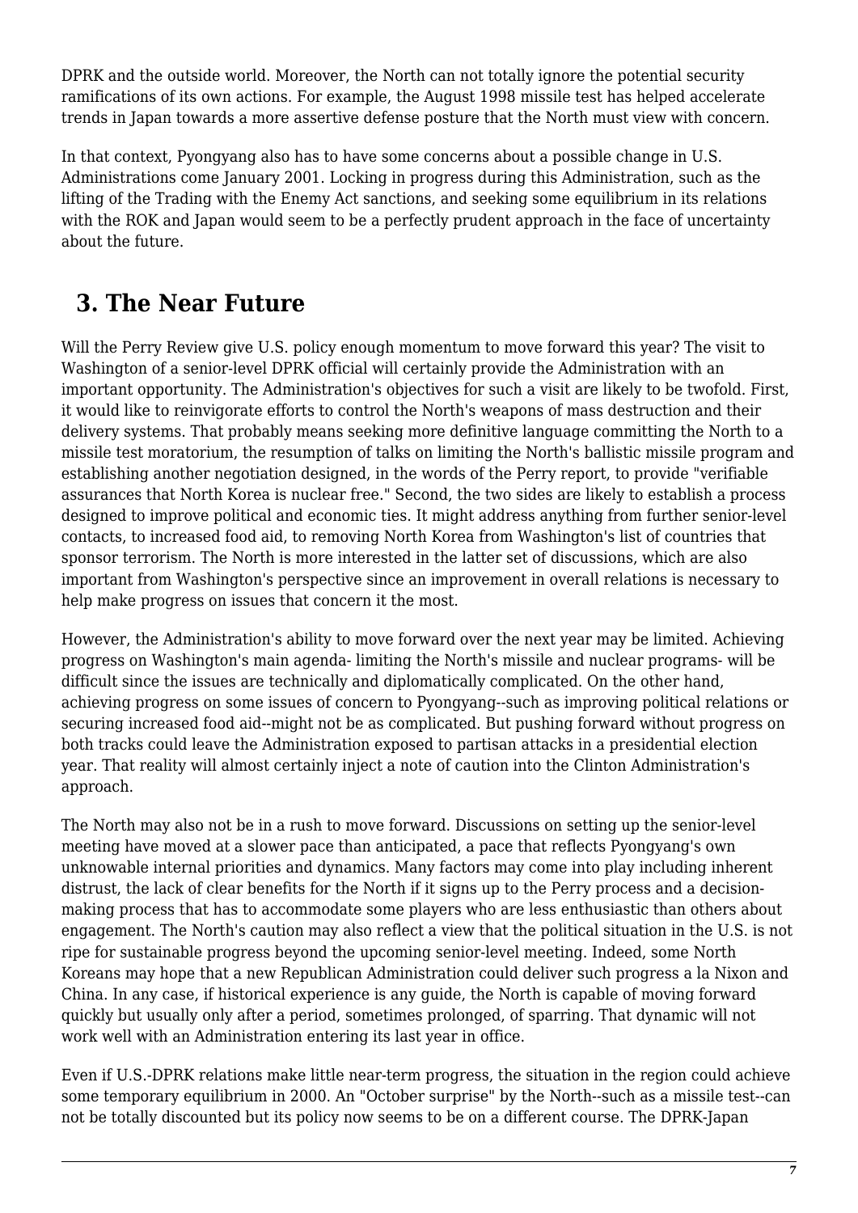DPRK and the outside world. Moreover, the North can not totally ignore the potential security ramifications of its own actions. For example, the August 1998 missile test has helped accelerate trends in Japan towards a more assertive defense posture that the North must view with concern.

In that context, Pyongyang also has to have some concerns about a possible change in U.S. Administrations come January 2001. Locking in progress during this Administration, such as the lifting of the Trading with the Enemy Act sanctions, and seeking some equilibrium in its relations with the ROK and Japan would seem to be a perfectly prudent approach in the face of uncertainty about the future.

## 3. The Near Future

Will the Perry Review give U.S. policy enough momentum to move forward this year? The visit to Washington of a senior-level DPRK official will certainly provide the Administration with an important opportunity. The Administration's objectives for such a visit are likely to be twofold. First, it would like to reinvigorate efforts to control the North's weapons of mass destruction and their delivery systems. That probably means seeking more definitive language committing the North to a missile test moratorium, the resumption of talks on limiting the North's ballistic missile program and establishing another negotiation designed, in the words of the Perry report, to provide "verifiable assurances that North Korea is nuclear free." Second, the two sides are likely to establish a process designed to improve political and economic ties. It might address anything from further senior-level contacts, to increased food aid, to removing North Korea from Washington's list of countries that sponsor terrorism. The North is more interested in the latter set of discussions, which are also important from Washington's perspective since an improvement in overall relations is necessary to help make progress on issues that concern it the most.

However, the Administration's ability to move forward over the next year may be limited. Achieving progress on Washington's main agenda- limiting the North's missile and nuclear programs- will be difficult since the issues are technically and diplomatically complicated. On the other hand, achieving progress on some issues of concern to Pyongyang--such as improving political relations or securing increased food aid--might not be as complicated. But pushing forward without progress on both tracks could leave the Administration exposed to partisan attacks in a presidential election year. That reality will almost certainly inject a note of caution into the Clinton Administration's approach.

The North may also not be in a rush to move forward. Discussions on setting up the senior-level meeting have moved at a slower pace than anticipated, a pace that reflects Pyongyang's own unknowable internal priorities and dynamics. Many factors may come into play including inherent distrust, the lack of clear benefits for the North if it signs up to the Perry process and a decision-making process that has to accommodate some players who are less enthusiastic than others about engagement. The North's caution may also reflect a view that the political situation in the U.S. is not ripe for sustainable progress beyond the upcoming senior-level meeting. Indeed, some North Koreans may hope that a new Republican Administration could deliver such progress a la Nixon and China. In any case, if historical experience is any guide, the North is capable of moving forward quickly but usually only after a period, sometimes prolonged, of sparring. That dynamic will not work well with an Administration entering its last year in office.

Even if U.S.-DPRK relations make little near-term progress, the situation in the region could achieve some temporary equilibrium in 2000. An "October surprise" by the North--such as a missile test--can not be totally discounted but its policy now seems to be on a different course. The DPRK-Japan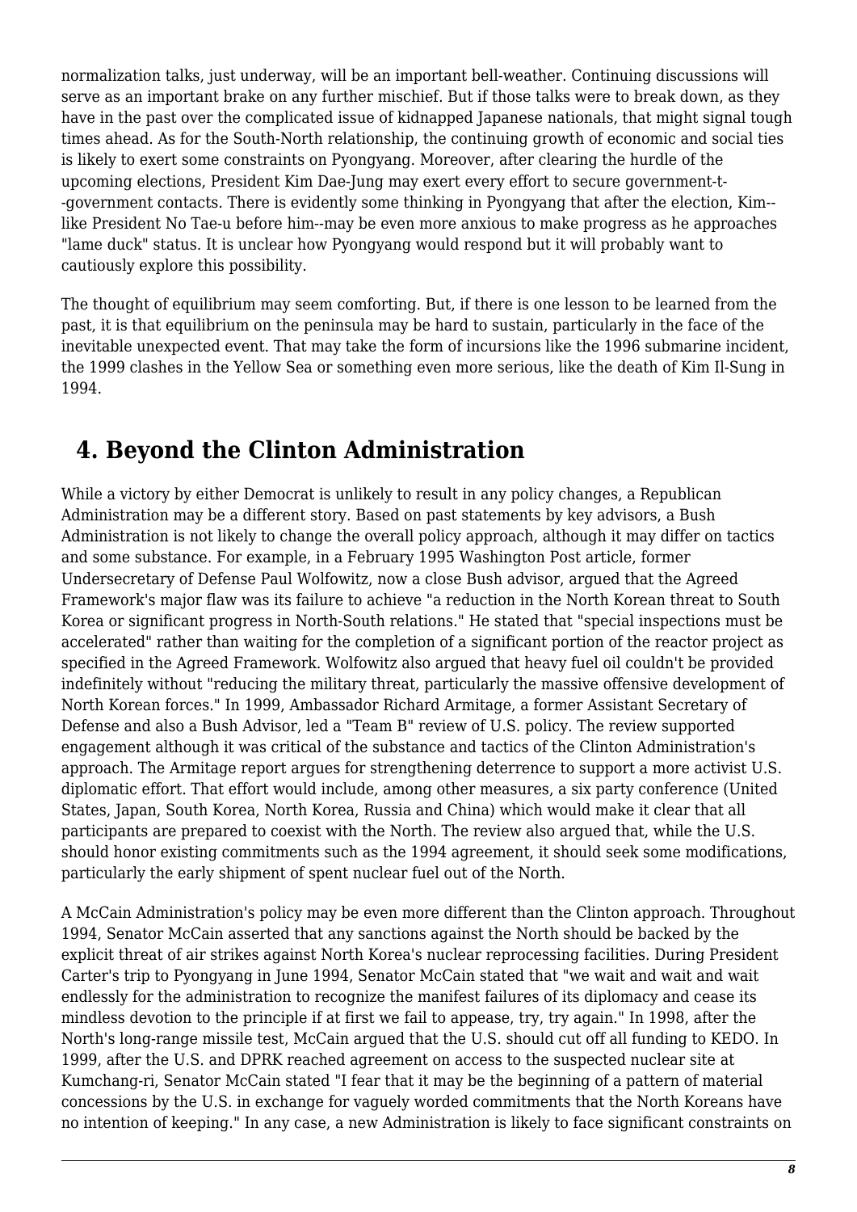normalization talks, just underway, will be an important bell-weather. Continuing discussions will serve as an important brake on any further mischief. But if those talks were to break down, as they have in the past over the complicated issue of kidnapped Japanese nationals, that might signal tough times ahead. As for the South-North relationship, the continuing growth of economic and social ties is likely to exert some constraints on Pyongyang. Moreover, after clearing the hurdle of the upcoming elections, President Kim Dae-Jung may exert every effort to secure government-t--government contacts. There is evidently some thinking in Pyongyang that after the election, Kim--like President No Tae-u before him--may be even more anxious to make progress as he approaches "lame duck" status. It is unclear how Pyongyang would respond but it will probably want to cautiously explore this possibility.

The thought of equilibrium may seem comforting. But, if there is one lesson to be learned from the past, it is that equilibrium on the peninsula may be hard to sustain, particularly in the face of the inevitable unexpected event. That may take the form of incursions like the 1996 submarine incident, the 1999 clashes in the Yellow Sea or something even more serious, like the death of Kim Il-Sung in 1994.

## 4. Beyond the Clinton Administration

While a victory by either Democrat is unlikely to result in any policy changes, a Republican Administration may be a different story. Based on past statements by key advisors, a Bush Administration is not likely to change the overall policy approach, although it may differ on tactics and some substance. For example, in a February 1995 Washington Post article, former Undersecretary of Defense Paul Wolfowitz, now a close Bush advisor, argued that the Agreed Framework's major flaw was its failure to achieve "a reduction in the North Korean threat to South Korea or significant progress in North-South relations." He stated that "special inspections must be accelerated" rather than waiting for the completion of a significant portion of the reactor project as specified in the Agreed Framework. Wolfowitz also argued that heavy fuel oil couldn't be provided indefinitely without "reducing the military threat, particularly the massive offensive development of North Korean forces." In 1999, Ambassador Richard Armitage, a former Assistant Secretary of Defense and also a Bush Advisor, led a "Team B" review of U.S. policy. The review supported engagement although it was critical of the substance and tactics of the Clinton Administration's approach. The Armitage report argues for strengthening deterrence to support a more activist U.S. diplomatic effort. That effort would include, among other measures, a six party conference (United States, Japan, South Korea, North Korea, Russia and China) which would make it clear that all participants are prepared to coexist with the North. The review also argued that, while the U.S. should honor existing commitments such as the 1994 agreement, it should seek some modifications, particularly the early shipment of spent nuclear fuel out of the North.

A McCain Administration's policy may be even more different than the Clinton approach. Throughout 1994, Senator McCain asserted that any sanctions against the North should be backed by the explicit threat of air strikes against North Korea's nuclear reprocessing facilities. During President Carter's trip to Pyongyang in June 1994, Senator McCain stated that "we wait and wait and wait endlessly for the administration to recognize the manifest failures of its diplomacy and cease its mindless devotion to the principle if at first we fail to appease, try, try again." In 1998, after the North's long-range missile test, McCain argued that the U.S. should cut off all funding to KEDO. In 1999, after the U.S. and DPRK reached agreement on access to the suspected nuclear site at Kumchang-ri, Senator McCain stated "I fear that it may be the beginning of a pattern of material concessions by the U.S. in exchange for vaguely worded commitments that the North Koreans have no intention of keeping." In any case, a new Administration is likely to face significant constraints on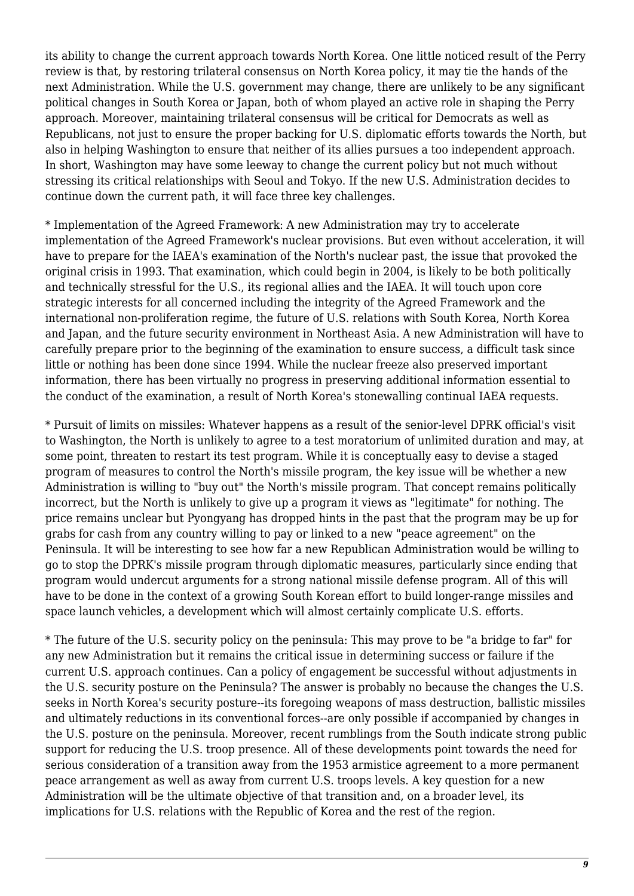its ability to change the current approach towards North Korea. One little noticed result of the Perry review is that, by restoring trilateral consensus on North Korea policy, it may tie the hands of the next Administration. While the U.S. government may change, there are unlikely to be any significant political changes in South Korea or Japan, both of whom played an active role in shaping the Perry approach. Moreover, maintaining trilateral consensus will be critical for Democrats as well as Republicans, not just to ensure the proper backing for U.S. diplomatic efforts towards the North, but also in helping Washington to ensure that neither of its allies pursues a too independent approach. In short, Washington may have some leeway to change the current policy but not much without stressing its critical relationships with Seoul and Tokyo. If the new U.S. Administration decides to continue down the current path, it will face three key challenges.

* Implementation of the Agreed Framework: A new Administration may try to accelerate implementation of the Agreed Framework's nuclear provisions. But even without acceleration, it will have to prepare for the IAEA's examination of the North's nuclear past, the issue that provoked the original crisis in 1993. That examination, which could begin in 2004, is likely to be both politically and technically stressful for the U.S., its regional allies and the IAEA. It will touch upon core strategic interests for all concerned including the integrity of the Agreed Framework and the international non-proliferation regime, the future of U.S. relations with South Korea, North Korea and Japan, and the future security environment in Northeast Asia. A new Administration will have to carefully prepare prior to the beginning of the examination to ensure success, a difficult task since little or nothing has been done since 1994. While the nuclear freeze also preserved important information, there has been virtually no progress in preserving additional information essential to the conduct of the examination, a result of North Korea's stonewalling continual IAEA requests.

* Pursuit of limits on missiles: Whatever happens as a result of the senior-level DPRK official's visit to Washington, the North is unlikely to agree to a test moratorium of unlimited duration and may, at some point, threaten to restart its test program. While it is conceptually easy to devise a staged program of measures to control the North's missile program, the key issue will be whether a new Administration is willing to "buy out" the North's missile program. That concept remains politically incorrect, but the North is unlikely to give up a program it views as "legitimate" for nothing. The price remains unclear but Pyongyang has dropped hints in the past that the program may be up for grabs for cash from any country willing to pay or linked to a new "peace agreement" on the Peninsula. It will be interesting to see how far a new Republican Administration would be willing to go to stop the DPRK's missile program through diplomatic measures, particularly since ending that program would undercut arguments for a strong national missile defense program. All of this will have to be done in the context of a growing South Korean effort to build longer-range missiles and space launch vehicles, a development which will almost certainly complicate U.S. efforts.

* The future of the U.S. security policy on the peninsula: This may prove to be "a bridge to far" for any new Administration but it remains the critical issue in determining success or failure if the current U.S. approach continues. Can a policy of engagement be successful without adjustments in the U.S. security posture on the Peninsula? The answer is probably no because the changes the U.S. seeks in North Korea's security posture--its foregoing weapons of mass destruction, ballistic missiles and ultimately reductions in its conventional forces--are only possible if accompanied by changes in the U.S. posture on the peninsula. Moreover, recent rumblings from the South indicate strong public support for reducing the U.S. troop presence. All of these developments point towards the need for serious consideration of a transition away from the 1953 armistice agreement to a more permanent peace arrangement as well as away from current U.S. troops levels. A key question for a new Administration will be the ultimate objective of that transition and, on a broader level, its implications for U.S. relations with the Republic of Korea and the rest of the region.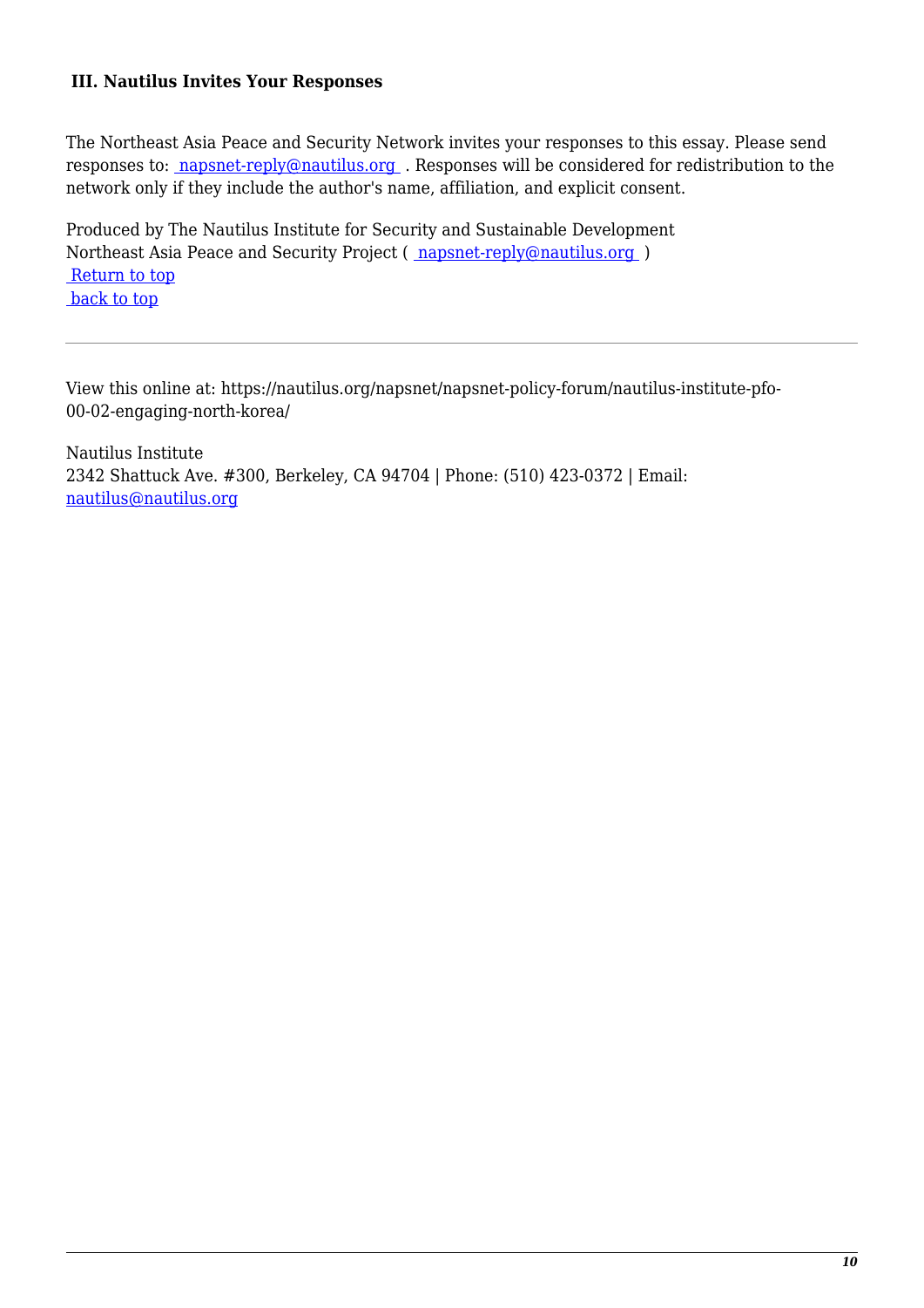### III. Nautilus Invites Your Responses

The Northeast Asia Peace and Security Network invites your responses to this essay. Please send responses to: napsnet-reply@nautilus.org . Responses will be considered for redistribution to the network only if they include the author's name, affiliation, and explicit consent.

Produced by The Nautilus Institute for Security and Sustainable Development
Northeast Asia Peace and Security Project ( napsnet-reply@nautilus.org )
Return to top
back to top

---

View this online at: https://nautilus.org/napsnet/napsnet-policy-forum/nautilus-institute-pfo-00-02-engaging-north-korea/

Nautilus Institute
2342 Shattuck Ave. #300, Berkeley, CA 94704 | Phone: (510) 423-0372 | Email: nautilus@nautilus.org